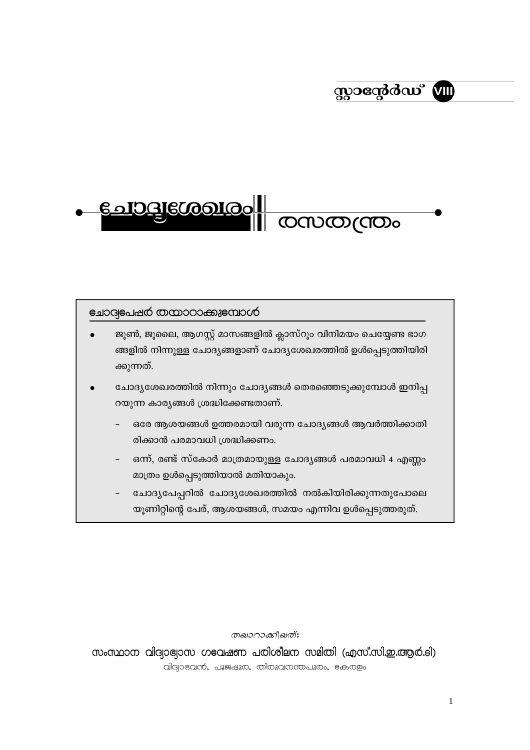സ്റ്റാന്റേർഡ് VIII

# ചോദ്യശേഖരം | രസതന്ത്രം

## ചോദ്യപേപ്പർ തയാറാക്കുമ്പോൾ

- ജൂൺ, ജൂലൈ, ആഗസ്റ്റ് മാസങ്ങളിൽ ക്ലാസ്റൂം വിനിമയം ചെയ്യേണ്ട ഭാഗങ്ങളിൽ നിന്നുള്ള ചോദ്യങ്ങളാണ് ചോദ്യശേഖരത്തിൽ ഉൾപ്പെടുത്തിയിരിക്കുന്നത്.
- ചോദ്യശേഖരത്തിൽ നിന്നും ചോദ്യങ്ങൾ തെരഞ്ഞെടുക്കുമ്പോൾ ഇനിപ്പറയുന്ന കാര്യങ്ങൾ ശ്രദ്ധിക്കേണ്ടതാണ്.
  - ഒരേ ആശയങ്ങൾ ഉത്തരമായി വരുന്ന ചോദ്യങ്ങൾ ആവർത്തിക്കാതിരിക്കാൻ പരമാവധി ശ്രദ്ധിക്കണം.
  - ഒന്ന്, രണ്ട് സ്കോർ മാത്രമായുള്ള ചോദ്യങ്ങൾ പരമാവധി 4 എണ്ണം മാത്രം ഉൾപ്പെടുത്തിയാൽ മതിയാകും.
  - ചോദ്യപേപ്പറിൽ ചോദ്യശേഖരത്തിൽ നൽകിയിരിക്കുന്നതുപോലെ യൂണിറ്റിന്റെ പേര്, ആശയങ്ങൾ, സമയം എന്നിവ ഉൾപ്പെടുത്തരുത്.

തയാറാക്കിയത്:

**സംസ്ഥാന വിദ്യാഭ്യാസ ഗവേഷണ പരിശീലന സമിതി (എസ്.സി.ഇ.ആർ.ടി)**

വിദ്യാഭവൻ, പൂജപ്പുര, തിരുവനന്തപുരം, കേരളം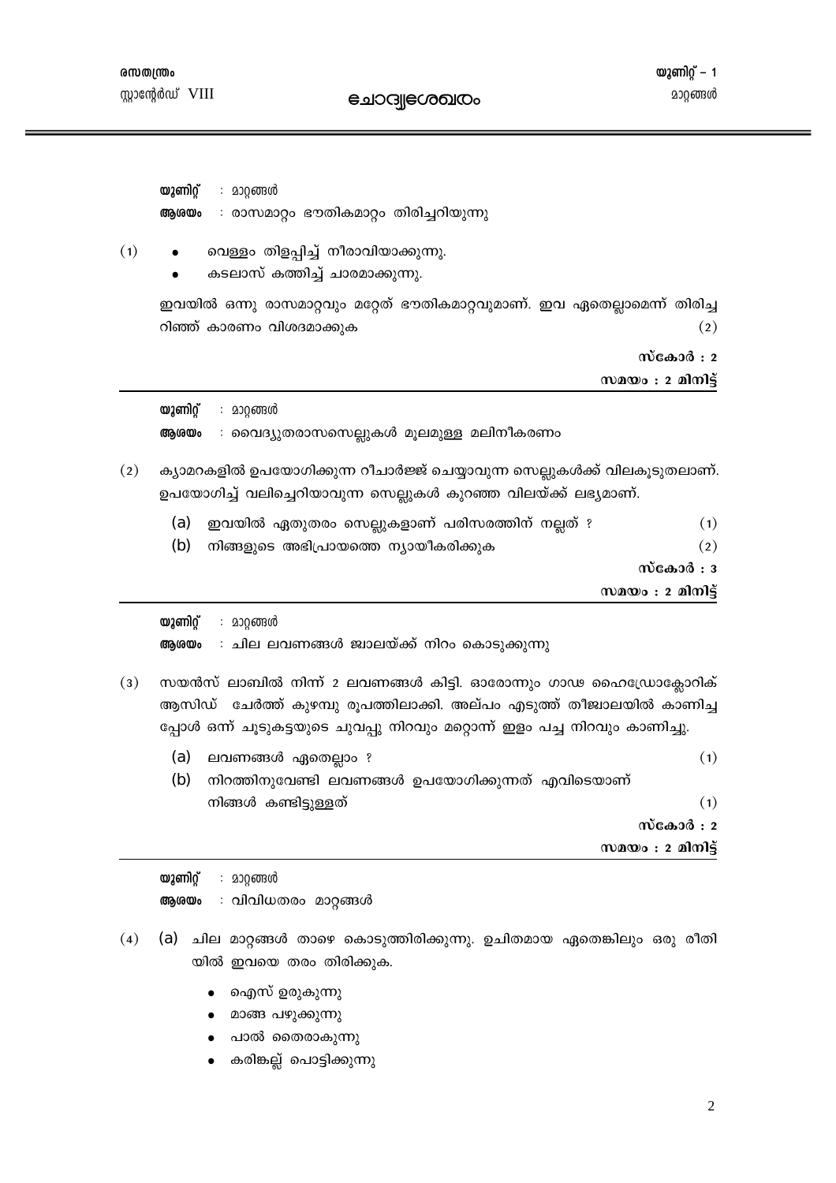**യൂണിറ്റ്** : മാറ്റങ്ങൾ
**ആശയം** : രാസമാറ്റം ഭൗതികമാറ്റം തിരിച്ചറിയുന്നു

(1)
- വെള്ളം തിളപ്പിച്ച് നീരാവിയാക്കുന്നു.
- കടലാസ് കത്തിച്ച് ചാരമാക്കുന്നു.

ഇവയിൽ ഒന്നു രാസമാറ്റവും മറ്റേത് ഭൗതികമാറ്റവുമാണ്. ഇവ ഏതെല്ലാമെന്ന് തിരിച്ചറിഞ്ഞ് കാരണം വിശദമാക്കുക (2)

**സ്കോർ : 2**
**സമയം : 2 മിനിട്ട്**

---

**യൂണിറ്റ്** : മാറ്റങ്ങൾ
**ആശയം** : വൈദ്യുതരാസസെല്ലുകൾ മൂലമുള്ള മലിനീകരണം

(2) ക്യാമറകളിൽ ഉപയോഗിക്കുന്ന റീചാർജ്ജ് ചെയ്യാവുന്ന സെല്ലുകൾക്ക് വിലകൂടുതലാണ്. ഉപയോഗിച്ച് വലിച്ചെറിയാവുന്ന സെല്ലുകൾ കുറഞ്ഞ വിലയ്ക്ക് ലഭ്യമാണ്.

(a) ഇവയിൽ ഏതുതരം സെല്ലുകളാണ് പരിസരത്തിന് നല്ലത് ? (1)

(b) നിങ്ങളുടെ അഭിപ്രായത്തെ ന്യായീകരിക്കുക (2)

**സ്കോർ : 3**
**സമയം : 2 മിനിട്ട്**

---

**യൂണിറ്റ്** : മാറ്റങ്ങൾ
**ആശയം** : ചില ലവണങ്ങൾ ജ്വാലയ്ക്ക് നിറം കൊടുക്കുന്നു

(3) സയൻസ് ലാബിൽ നിന്ന് 2 ലവണങ്ങൾ കിട്ടി. ഓരോന്നും ഗാഢ ഹൈഡ്രോക്ലോറിക് ആസിഡ് ചേർത്ത് കുഴമ്പു രൂപത്തിലാക്കി. അല്പം എടുത്ത് തീജ്വാലയിൽ കാണിച്ചപ്പോൾ ഒന്ന് ചുടുകട്ടയുടെ ചുവപ്പു നിറവും മറ്റൊന്ന് ഇളം പച്ച നിറവും കാണിച്ചു.

(a) ലവണങ്ങൾ ഏതെല്ലാം ? (1)

(b) നിറത്തിനുവേണ്ടി ലവണങ്ങൾ ഉപയോഗിക്കുന്നത് എവിടെയാണ് നിങ്ങൾ കണ്ടിട്ടുള്ളത് (1)

**സ്കോർ : 2**
**സമയം : 2 മിനിട്ട്**

---

**യൂണിറ്റ്** : മാറ്റങ്ങൾ
**ആശയം** : വിവിധതരം മാറ്റങ്ങൾ

(4) (a) ചില മാറ്റങ്ങൾ താഴെ കൊടുത്തിരിക്കുന്നു. ഉചിതമായ ഏതെങ്കിലും ഒരു രീതിയിൽ ഇവയെ തരം തിരിക്കുക.

- ഐസ് ഉരുകുന്നു
- മാങ്ങ പഴുക്കുന്നു
- പാൽ തൈരാകുന്നു
- കരിങ്കല്ല് പൊട്ടിക്കുന്നു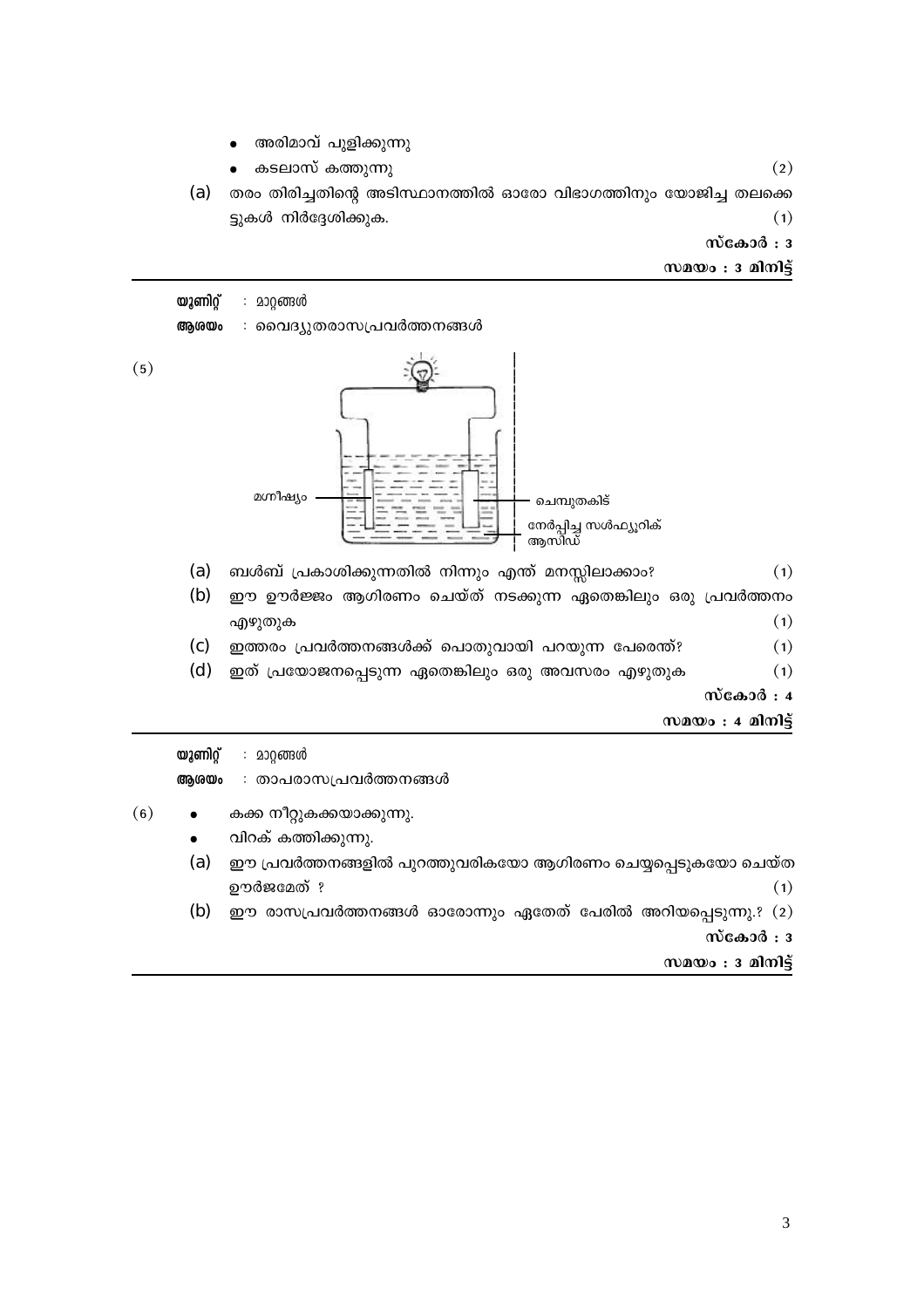- അരിമാവ് പുളിക്കുന്നു
- കടലാസ് കത്തുന്നു (2)

(a) തരം തിരിച്ചതിന്റെ അടിസ്ഥാനത്തിൽ ഓരോ വിഭാഗത്തിനും യോജിച്ച തലക്കെട്ടുകൾ നിർദ്ദേശിക്കുക. (1)

**സ്കോർ : 3**

**സമയം : 3 മിനിട്ട്**

---

**യൂണിറ്റ്** : മാറ്റങ്ങൾ

**ആശയം** : വൈദ്യുതരാസപ്രവർത്തനങ്ങൾ

(5)

മഗ്നീഷ്യം

ചെമ്പുതകിട്

നേർപ്പിച്ച സൾഫ്യൂറിക് ആസിഡ്

(a) ബൾബ് പ്രകാശിക്കുന്നതിൽ നിന്നും എന്ത് മനസ്സിലാക്കാം? (1)

(b) ഈ ഊർജ്ജം ആഗിരണം ചെയ്ത് നടക്കുന്ന ഏതെങ്കിലും ഒരു പ്രവർത്തനം എഴുതുക (1)

(c) ഇത്തരം പ്രവർത്തനങ്ങൾക്ക് പൊതുവായി പറയുന്ന പേരെന്ത്? (1)

(d) ഇത് പ്രയോജനപ്പെടുന്ന ഏതെങ്കിലും ഒരു അവസരം എഴുതുക (1)

**സ്കോർ : 4**

**സമയം : 4 മിനിട്ട്**

---

**യൂണിറ്റ്** : മാറ്റങ്ങൾ

**ആശയം** : താപരാസപ്രവർത്തനങ്ങൾ

(6)

- കക്ക നീറ്റുകക്കയാക്കുന്നു.
- വിറക് കത്തിക്കുന്നു.

(a) ഈ പ്രവർത്തനങ്ങളിൽ പുറത്തുവരികയോ ആഗിരണം ചെയ്യപ്പെടുകയോ ചെയ്ത ഊർജമേത് ? (1)

(b) ഈ രാസപ്രവർത്തനങ്ങൾ ഓരോന്നും ഏതേത് പേരിൽ അറിയപ്പെടുന്നു.? (2)

**സ്കോർ : 3**

**സമയം : 3 മിനിട്ട്**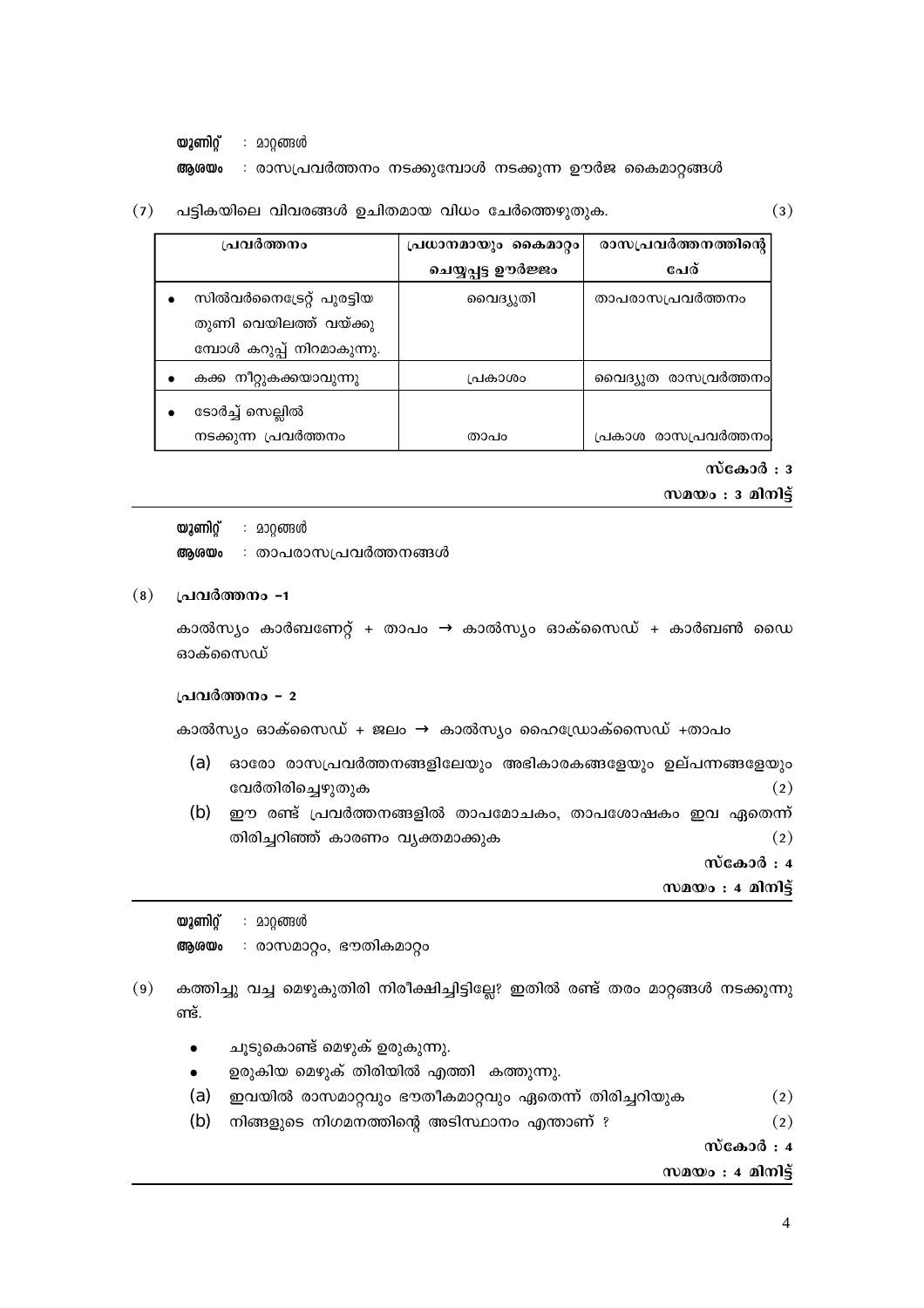**യൂണിറ്റ്** : മാറ്റങ്ങൾ

**ആശയം** : രാസപ്രവർത്തനം നടക്കുമ്പോൾ നടക്കുന്ന ഊർജ കൈമാറ്റങ്ങൾ

(7) പട്ടികയിലെ വിവരങ്ങൾ ഉചിതമായ വിധം ചേർത്തെഴുതുക. (3)

| പ്രവർത്തനം | പ്രധാനമായും കൈമാറ്റം ചെയ്യപ്പട്ട ഊർജ്ജം | രാസപ്രവർത്തനത്തിന്റെ പേര് |
|---|---|---|
| • സിൽവർനൈട്രേറ്റ് പുരട്ടിയ തുണി വെയിലത്ത് വയ്ക്കുമ്പോൾ കറുപ്പ് നിറമാകുന്നു. | വൈദ്യുതി | താപരാസപ്രവർത്തനം |
| • കക്ക നീറ്റുകക്കയാവുന്നു | പ്രകാശം | വൈദ്യുത രാസപ്രവർത്തനം |
| • ടോർച്ച് സെല്ലിൽ നടക്കുന്ന പ്രവർത്തനം | താപം | പ്രകാശ രാസപ്രവർത്തനം |

**സ്കോർ : 3**

**സമയം : 3 മിനിട്ട്**

---

**യൂണിറ്റ്** : മാറ്റങ്ങൾ

**ആശയം** : താപരാസപ്രവർത്തനങ്ങൾ

(8) **പ്രവർത്തനം -1**

കാൽസ്യം കാർബണേറ്റ് + താപം → കാൽസ്യം ഓക്സൈഡ് + കാർബൺ ഡൈ ഓക്സൈഡ്

**പ്രവർത്തനം - 2**

കാൽസ്യം ഓക്സൈഡ് + ജലം → കാൽസ്യം ഹൈഡ്രോക്സൈഡ് +താപം

(a) ഓരോ രാസപ്രവർത്തനങ്ങളിലേയും അഭികാരകങ്ങളേയും ഉല്പന്നങ്ങളേയും വേർതിരിച്ചെഴുതുക (2)

(b) ഈ രണ്ട് പ്രവർത്തനങ്ങളിൽ താപമോചകം, താപശോഷകം ഇവ ഏതെന്ന് തിരിച്ചറിഞ്ഞ് കാരണം വ്യക്തമാക്കുക (2)

**സ്കോർ : 4**

**സമയം : 4 മിനിട്ട്**

---

**യൂണിറ്റ്** : മാറ്റങ്ങൾ

**ആശയം** : രാസമാറ്റം, ഭൗതികമാറ്റം

(9) കത്തിച്ചു വച്ച മെഴുകുതിരി നിരീക്ഷിച്ചിട്ടില്ലേ? ഇതിൽ രണ്ട് തരം മാറ്റങ്ങൾ നടക്കുന്നുണ്ട്.

- ചൂടുകൊണ്ട് മെഴുക് ഉരുകുന്നു.
- ഉരുകിയ മെഴുക് തിരിയിൽ എത്തി കത്തുന്നു.

(a) ഇവയിൽ രാസമാറ്റവും ഭൗതീകമാറ്റവും ഏതെന്ന് തിരിച്ചറിയുക (2)

(b) നിങ്ങളുടെ നിഗമനത്തിന്റെ അടിസ്ഥാനം എന്താണ് ? (2)

**സ്കോർ : 4**

**സമയം : 4 മിനിട്ട്**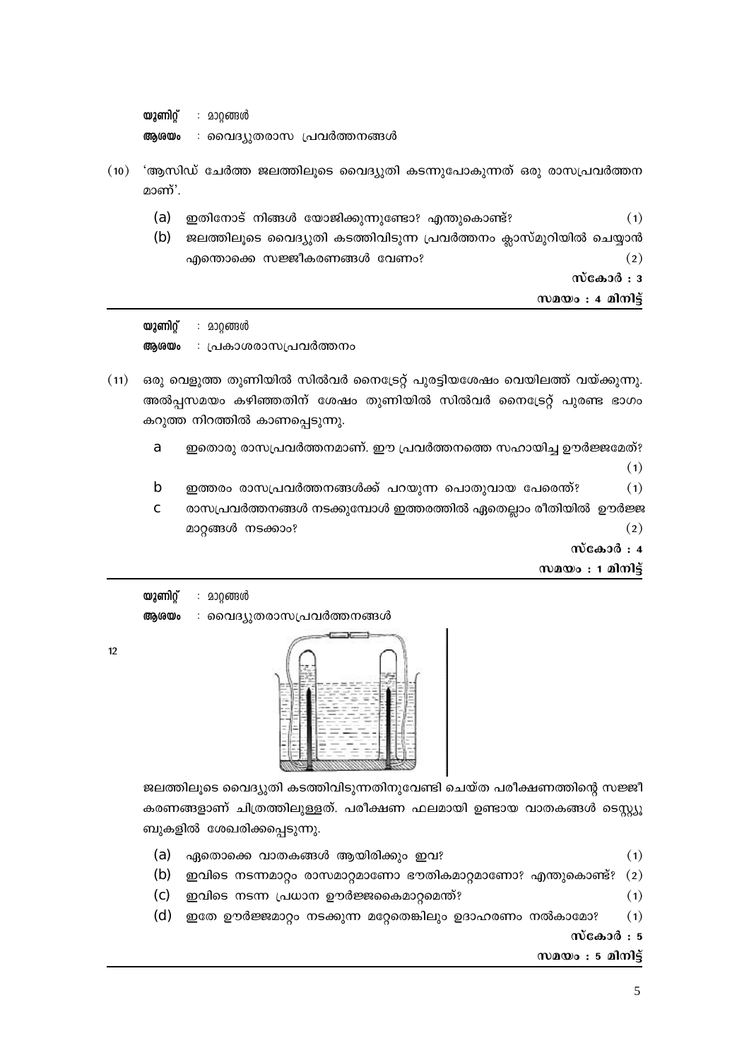**യൂണിറ്റ്** : മാറ്റങ്ങൾ

**ആശയം** : വൈദ്യുതരാസ പ്രവർത്തനങ്ങൾ

(10) 'ആസിഡ് ചേർത്ത ജലത്തിലൂടെ വൈദ്യുതി കടന്നുപോകുന്നത് ഒരു രാസപ്രവർത്തനമാണ്'.

- (a) ഇതിനോട് നിങ്ങൾ യോജിക്കുന്നുണ്ടോ? എന്തുകൊണ്ട്? (1)
- (b) ജലത്തിലൂടെ വൈദ്യുതി കടത്തിവിടുന്ന പ്രവർത്തനം ക്ലാസ്മുറിയിൽ ചെയ്യാൻ എന്തൊക്കെ സജ്ജീകരണങ്ങൾ വേണം? (2)

**സ്കോർ : 3**

**സമയം : 4 മിനിട്ട്**

---

**യൂണിറ്റ്** : മാറ്റങ്ങൾ

**ആശയം** : പ്രകാശരാസപ്രവർത്തനം

(11) ഒരു വെളുത്ത തുണിയിൽ സിൽവർ നൈട്രേറ്റ് പുരട്ടിയശേഷം വെയിലത്ത് വയ്ക്കുന്നു. അൽപ്പസമയം കഴിഞ്ഞതിന് ശേഷം തുണിയിൽ സിൽവർ നൈട്രേറ്റ് പുരണ്ട ഭാഗം കറുത്ത നിറത്തിൽ കാണപ്പെടുന്നു.

- a ഇതൊരു രാസപ്രവർത്തനമാണ്. ഈ പ്രവർത്തനത്തെ സഹായിച്ച ഊർജ്ജമേത്? (1)
- b ഇത്തരം രാസപ്രവർത്തനങ്ങൾക്ക് പറയുന്ന പൊതുവായ പേരെന്ത്? (1)
- c രാസപ്രവർത്തനങ്ങൾ നടക്കുമ്പോൾ ഇത്തരത്തിൽ ഏതെല്ലാം രീതിയിൽ ഊർജ്ജ മാറ്റങ്ങൾ നടക്കാം? (2)

**സ്കോർ : 4**

**സമയം : 1 മിനിട്ട്**

---

**യൂണിറ്റ്** : മാറ്റങ്ങൾ

**ആശയം** : വൈദ്യുതരാസപ്രവർത്തനങ്ങൾ

12

ജലത്തിലൂടെ വൈദ്യുതി കടത്തിവിടുന്നതിനുവേണ്ടി ചെയ്ത പരീക്ഷണത്തിന്റെ സജ്ജീകരണങ്ങളാണ് ചിത്രത്തിലുള്ളത്. പരീക്ഷണ ഫലമായി ഉണ്ടായ വാതകങ്ങൾ ടെസ്റ്റ്യൂബുകളിൽ ശേഖരിക്കപ്പെടുന്നു.

- (a) ഏതൊക്കെ വാതകങ്ങൾ ആയിരിക്കും ഇവ? (1)
- (b) ഇവിടെ നടന്നമാറ്റം രാസമാറ്റമാണോ ഭൗതികമാറ്റമാണോ? എന്തുകൊണ്ട്? (2)
- (c) ഇവിടെ നടന്ന പ്രധാന ഊർജ്ജകൈമാറ്റമെന്ത്? (1)
- (d) ഇതേ ഊർജ്ജമാറ്റം നടക്കുന്ന മറ്റേതെങ്കിലും ഉദാഹരണം നൽകാമോ? (1)

**സ്കോർ : 5**

**സമയം : 5 മിനിട്ട്**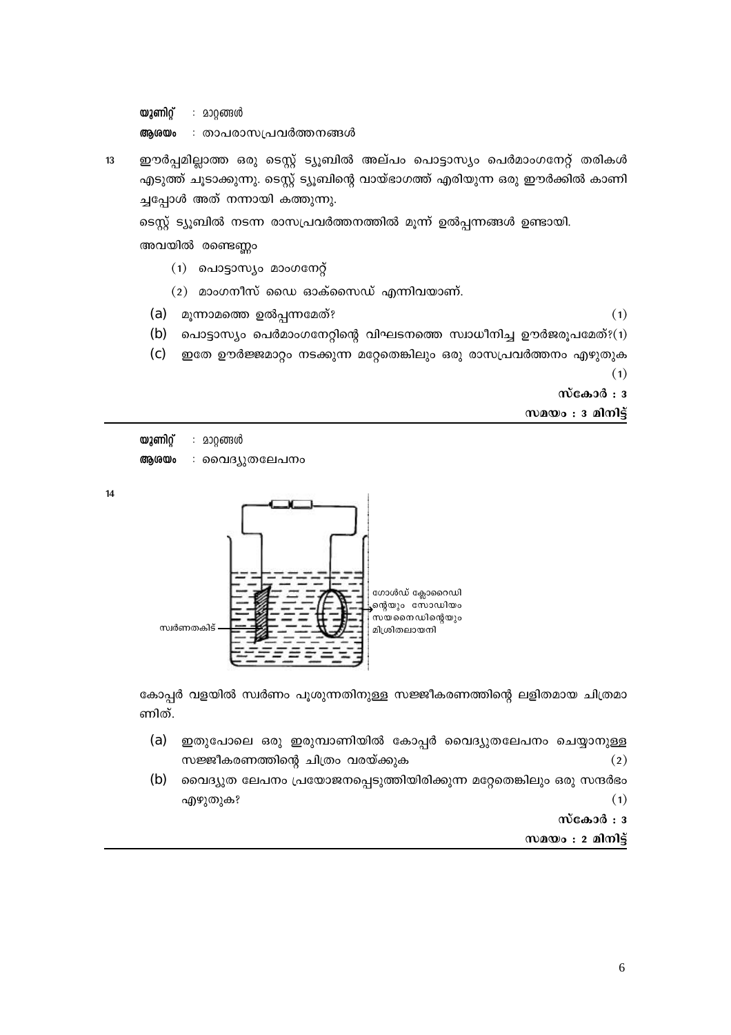**യൂണിറ്റ്** : മാറ്റങ്ങൾ

**ആശയം** : താപരാസപ്രവർത്തനങ്ങൾ

13 ഈർപ്പമില്ലാത്ത ഒരു ടെസ്റ്റ് ട്യൂബിൽ അല്പം പൊട്ടാസ്യം പെർമാംഗനേറ്റ് തരികൾ എടുത്ത് ചൂടാക്കുന്നു. ടെസ്റ്റ് ട്യൂബിന്റെ വായ്ഭാഗത്ത് എരിയുന്ന ഒരു ഈർക്കിൽ കാണിച്ചപ്പോൾ അത് നന്നായി കത്തുന്നു.

ടെസ്റ്റ് ട്യൂബിൽ നടന്ന രാസപ്രവർത്തനത്തിൽ മൂന്ന് ഉൽപ്പന്നങ്ങൾ ഉണ്ടായി.

അവയിൽ രണ്ടെണ്ണം

(1) പൊട്ടാസ്യം മാംഗനേറ്റ്

(2) മാംഗനീസ് ഡൈ ഓക്സൈഡ് എന്നിവയാണ്.

(a) മൂന്നാമത്തെ ഉൽപ്പന്നമേത്? (1)

(b) പൊട്ടാസ്യം പെർമാംഗനേറ്റിന്റെ വിഘടനത്തെ സ്വാധീനിച്ച ഊർജരൂപമേത്?(1)

(c) ഇതേ ഊർജ്ജമാറ്റം നടക്കുന്ന മറ്റേതെങ്കിലും ഒരു രാസപ്രവർത്തനം എഴുതുക (1)

**സ്കോർ : 3**

**സമയം : 3 മിനിട്ട്**

---

**യൂണിറ്റ്** : മാറ്റങ്ങൾ

**ആശയം** : വൈദ്യുതലേപനം

14

സ്വർണതകിട്

ഗോൾഡ് ക്ലോറൈഡിന്റെയും സോഡിയം സയനൈഡിന്റെയും മിശ്രിതലായനി

കോപ്പർ വളയിൽ സ്വർണം പൂശുന്നതിനുള്ള സജ്ജീകരണത്തിന്റെ ലളിതമായ ചിത്രമാണിത്.

(a) ഇതുപോലെ ഒരു ഇരുമ്പാണിയിൽ കോപ്പർ വൈദ്യുതലേപനം ചെയ്യാനുള്ള സജ്ജീകരണത്തിന്റെ ചിത്രം വരയ്ക്കുക (2)

(b) വൈദ്യുത ലേപനം പ്രയോജനപ്പെടുത്തിയിരിക്കുന്ന മറ്റേതെങ്കിലും ഒരു സന്ദർഭം എഴുതുക? (1)

**സ്കോർ : 3**

**സമയം : 2 മിനിട്ട്**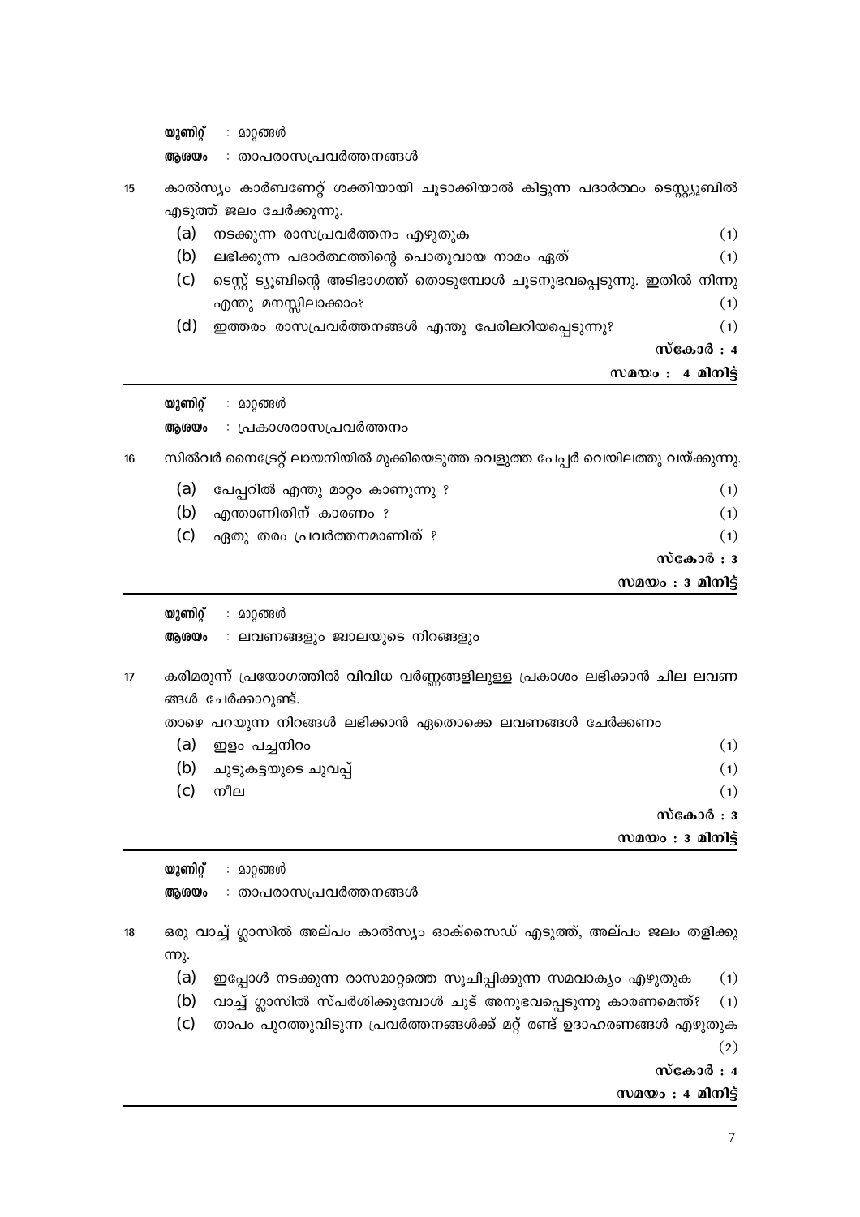**യൂണിറ്റ്** : മാറ്റങ്ങൾ

**ആശയം** : താപരാസപ്രവർത്തനങ്ങൾ

15 കാൽസ്യം കാർബണേറ്റ് ശക്തിയായി ചൂടാക്കിയാൽ കിട്ടുന്ന പദാർത്ഥം ടെസ്റ്റ്യൂബിൽ എടുത്ത് ജലം ചേർക്കുന്നു.

(a) നടക്കുന്ന രാസപ്രവർത്തനം എഴുതുക (1)

(b) ലഭിക്കുന്ന പദാർത്ഥത്തിന്റെ പൊതുവായ നാമം ഏത് (1)

(c) ടെസ്റ്റ് ട്യൂബിന്റെ അടിഭാഗത്ത് തൊടുമ്പോൾ ചൂടനുഭവപ്പെടുന്നു. ഇതിൽ നിന്നു എന്തു മനസ്സിലാക്കാം? (1)

(d) ഇത്തരം രാസപ്രവർത്തനങ്ങൾ എന്തു പേരിലറിയപ്പെടുന്നു? (1)

**സ്കോർ : 4**

**സമയം : 4 മിനിട്ട്**

---

**യൂണിറ്റ്** : മാറ്റങ്ങൾ

**ആശയം** : പ്രകാശരാസപ്രവർത്തനം

16 സിൽവർ നൈട്രേറ്റ് ലായനിയിൽ മുക്കിയെടുത്ത വെളുത്ത പേപ്പർ വെയിലത്തു വയ്ക്കുന്നു.

(a) പേപ്പറിൽ എന്തു മാറ്റം കാണുന്നു ? (1)

(b) എന്താണിതിന് കാരണം ? (1)

(c) ഏതു തരം പ്രവർത്തനമാണിത് ? (1)

**സ്കോർ : 3**

**സമയം : 3 മിനിട്ട്**

---

**യൂണിറ്റ്** : മാറ്റങ്ങൾ

**ആശയം** : ലവണങ്ങളും ജ്വാലയുടെ നിറങ്ങളും

17 കരിമരുന്ന് പ്രയോഗത്തിൽ വിവിധ വർണ്ണങ്ങളിലുള്ള പ്രകാശം ലഭിക്കാൻ ചില ലവണങ്ങൾ ചേർക്കാറുണ്ട്.

താഴെ പറയുന്ന നിറങ്ങൾ ലഭിക്കാൻ ഏതൊക്കെ ലവണങ്ങൾ ചേർക്കണം

(a) ഇളം പച്ചനിറം (1)

(b) ചുടുകട്ടയുടെ ചുവപ്പ് (1)

(c) നീല (1)

**സ്കോർ : 3**

**സമയം : 3 മിനിട്ട്**

---

**യൂണിറ്റ്** : മാറ്റങ്ങൾ

**ആശയം** : താപരാസപ്രവർത്തനങ്ങൾ

18 ഒരു വാച്ച് ഗ്ലാസിൽ അല്പം കാൽസ്യം ഓക്സൈഡ് എടുത്ത്, അല്പം ജലം തളിക്കുന്നു.

(a) ഇപ്പോൾ നടക്കുന്ന രാസമാറ്റത്തെ സൂചിപ്പിക്കുന്ന സമവാക്യം എഴുതുക (1)

(b) വാച്ച് ഗ്ലാസിൽ സ്പർശിക്കുമ്പോൾ ചൂട് അനുഭവപ്പെടുന്നു കാരണമെന്ത്? (1)

(c) താപം പുറത്തുവിടുന്ന പ്രവർത്തനങ്ങൾക്ക് മറ്റ് രണ്ട് ഉദാഹരണങ്ങൾ എഴുതുക (2)

**സ്കോർ : 4**

**സമയം : 4 മിനിട്ട്**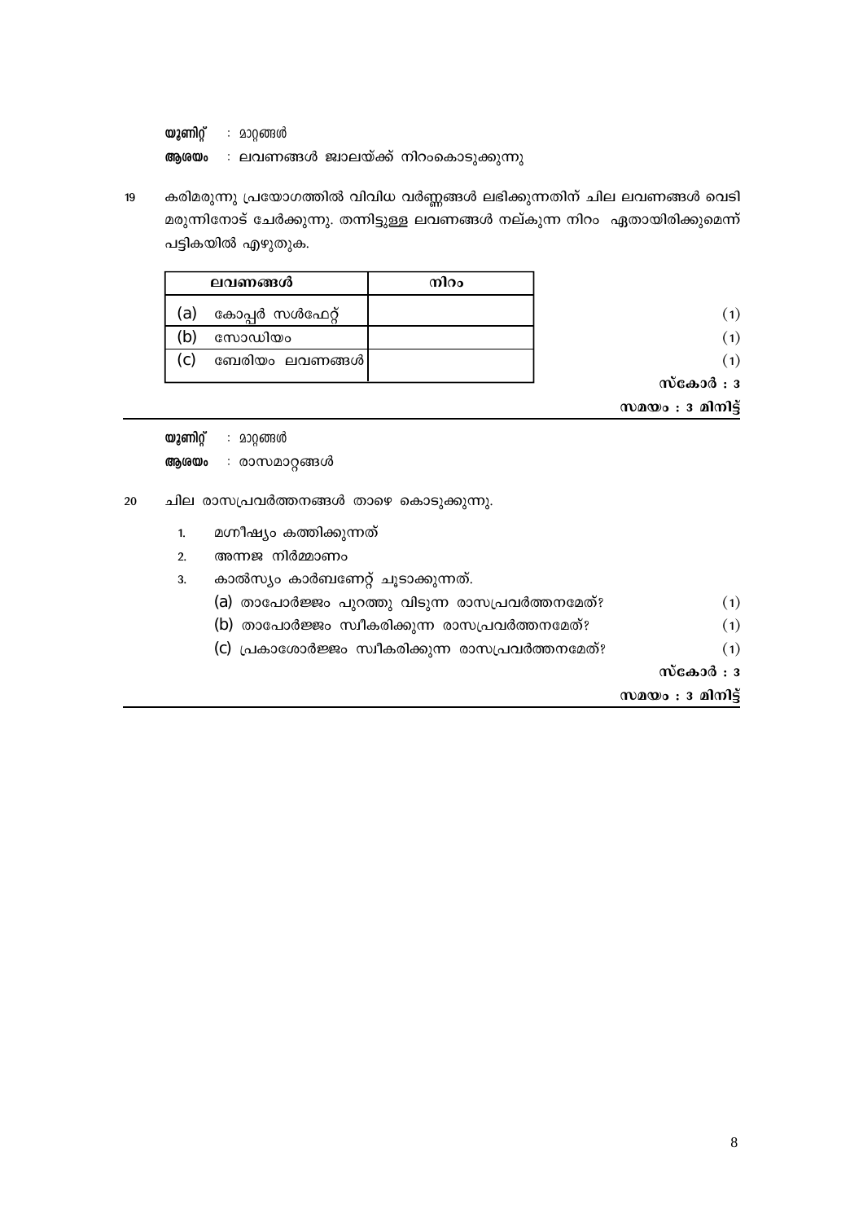**യൂണിറ്റ്** : മാറ്റങ്ങൾ

**ആശയം** : ലവണങ്ങൾ ജ്വാലയ്ക്ക് നിറംകൊടുക്കുന്നു

19 കരിമരുന്നു പ്രയോഗത്തിൽ വിവിധ വർണ്ണങ്ങൾ ലഭിക്കുന്നതിന് ചില ലവണങ്ങൾ വെടി മരുന്നിനോട് ചേർക്കുന്നു. തന്നിട്ടുള്ള ലവണങ്ങൾ നല്കുന്ന നിറം ഏതായിരിക്കുമെന്ന് പട്ടികയിൽ എഴുതുക.

| ലവണങ്ങൾ | നിറം |
|---|---|
| (a) കോപ്പർ സൾഫേറ്റ് | |
| (b) സോഡിയം | |
| (c) ബേരിയം ലവണങ്ങൾ | |

(1)
(1)
(1)

**സ്കോർ : 3**

**സമയം : 3 മിനിട്ട്**

---

**യൂണിറ്റ്** : മാറ്റങ്ങൾ

**ആശയം** : രാസമാറ്റങ്ങൾ

20 ചില രാസപ്രവർത്തനങ്ങൾ താഴെ കൊടുക്കുന്നു.

1. മഗ്നീഷ്യം കത്തിക്കുന്നത്
2. അന്നജ നിർമ്മാണം
3. കാൽസ്യം കാർബണേറ്റ് ചൂടാക്കുന്നത്.

(a) താപോർജ്ജം പുറത്തു വിടുന്ന രാസപ്രവർത്തനമേത്? (1)

(b) താപോർജ്ജം സ്വീകരിക്കുന്ന രാസപ്രവർത്തനമേത്? (1)

(c) പ്രകാശോർജ്ജം സ്വീകരിക്കുന്ന രാസപ്രവർത്തനമേത്? (1)

**സ്കോർ : 3**

**സമയം : 3 മിനിട്ട്**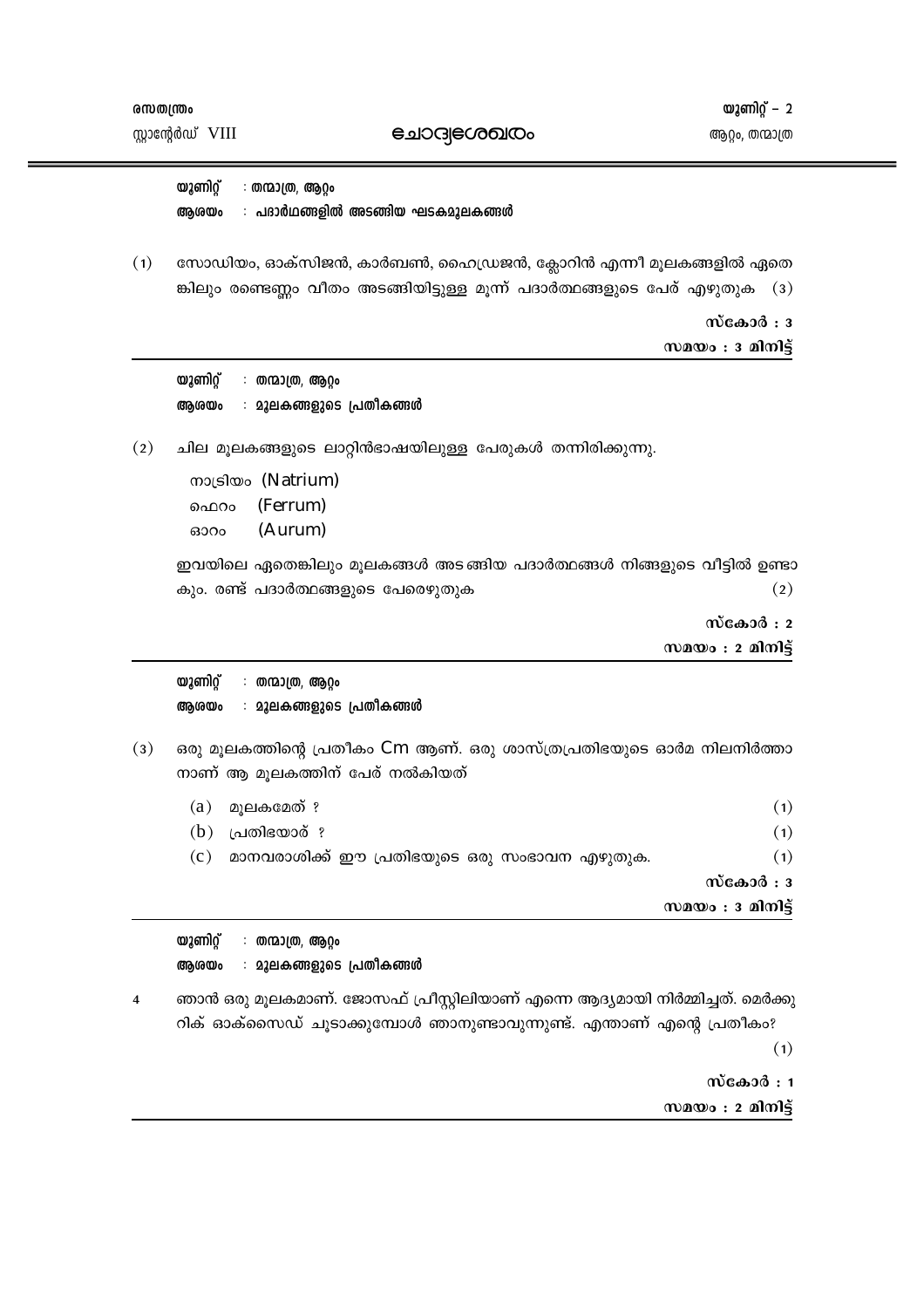**യൂണിറ്റ്** : **തന്മാത്ര, ആറ്റം**

**ആശയം** : **പദാർഥങ്ങളിൽ അടങ്ങിയ ഘടകമൂലകങ്ങൾ**

(1) സോഡിയം, ഓക്സിജൻ, കാർബൺ, ഹൈഡ്രജൻ, ക്ലോറിൻ എന്നീ മൂലകങ്ങളിൽ ഏതെങ്കിലും രണ്ടെണ്ണം വീതം അടങ്ങിയിട്ടുള്ള മൂന്ന് പദാർത്ഥങ്ങളുടെ പേര് എഴുതുക (3)

**സ്കോർ : 3**

**സമയം : 3 മിനിട്ട്**

---

**യൂണിറ്റ്** : **തന്മാത്ര, ആറ്റം**

**ആശയം** : **മൂലകങ്ങളുടെ പ്രതീകങ്ങൾ**

(2) ചില മൂലകങ്ങളുടെ ലാറ്റിൻഭാഷയിലുള്ള പേരുകൾ തന്നിരിക്കുന്നു.

നാട്രിയം (Natrium)
ഫെറം (Ferrum)
ഓറം (Aurum)

ഇവയിലെ ഏതെങ്കിലും മൂലകങ്ങൾ അടങ്ങിയ പദാർത്ഥങ്ങൾ നിങ്ങളുടെ വീട്ടിൽ ഉണ്ടാകും. രണ്ട് പദാർത്ഥങ്ങളുടെ പേരെഴുതുക (2)

**സ്കോർ : 2**

**സമയം : 2 മിനിട്ട്**

---

**യൂണിറ്റ്** : **തന്മാത്ര, ആറ്റം**

**ആശയം** : **മൂലകങ്ങളുടെ പ്രതീകങ്ങൾ**

(3) ഒരു മൂലകത്തിന്റെ പ്രതീകം Cm ആണ്. ഒരു ശാസ്ത്രപ്രതിഭയുടെ ഓർമ്മ നിലനിർത്താനാണ് ആ മൂലകത്തിന് പേര് നൽകിയത്

(a) മൂലകമേത് ? (1)

(b) പ്രതിഭയാര് ? (1)

(c) മാനവരാശിക്ക് ഈ പ്രതിഭയുടെ ഒരു സംഭാവന എഴുതുക. (1)

**സ്കോർ : 3**

**സമയം : 3 മിനിട്ട്**

---

**യൂണിറ്റ്** : **തന്മാത്ര, ആറ്റം**

**ആശയം** : **മൂലകങ്ങളുടെ പ്രതീകങ്ങൾ**

4 ഞാൻ ഒരു മൂലകമാണ്. ജോസഫ് പ്രീസ്റ്റിലിയാണ് എന്നെ ആദ്യമായി നിർമ്മിച്ചത്. മെർക്കുറിക് ഓക്സൈഡ് ചൂടാക്കുമ്പോൾ ഞാനുണ്ടാവുന്നുണ്ട്. എന്താണ് എന്റെ പ്രതീകം? (1)

**സ്കോർ : 1**

**സമയം : 2 മിനിട്ട്**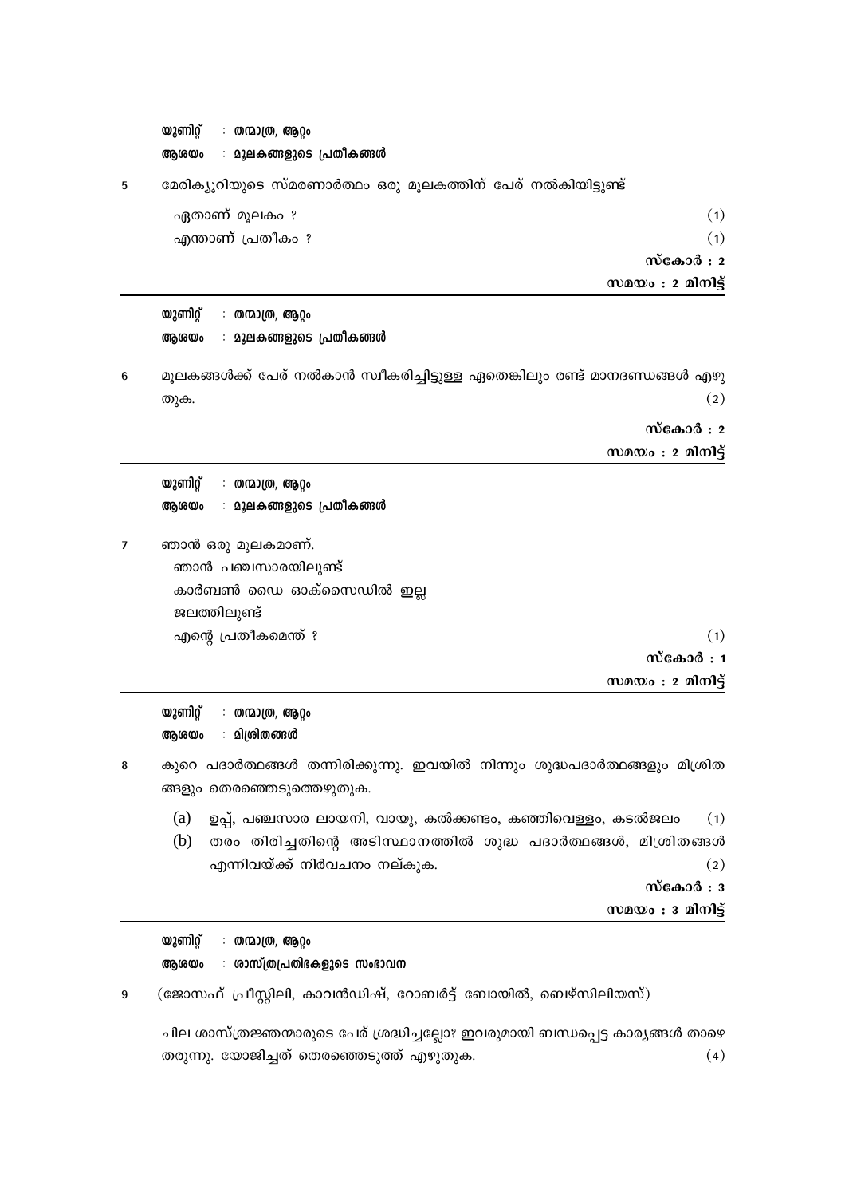**യൂണിറ്റ് : തന്മാത്ര, ആറ്റം**
**ആശയം : മൂലകങ്ങളുടെ പ്രതീകങ്ങൾ**

5 മേരിക്യൂറിയുടെ സ്മരണാർത്ഥം ഒരു മൂലകത്തിന് പേര് നൽകിയിട്ടുണ്ട്

ഏതാണ് മൂലകം ? (1)

എന്താണ് പ്രതീകം ? (1)

**സ്കോർ : 2**
**സമയം : 2 മിനിട്ട്**

---

**യൂണിറ്റ് : തന്മാത്ര, ആറ്റം**
**ആശയം : മൂലകങ്ങളുടെ പ്രതീകങ്ങൾ**

6 മൂലകങ്ങൾക്ക് പേര് നൽകാൻ സ്വീകരിച്ചിട്ടുള്ള ഏതെങ്കിലും രണ്ട് മാനദണ്ഡങ്ങൾ എഴുതുക. (2)

**സ്കോർ : 2**
**സമയം : 2 മിനിട്ട്**

---

**യൂണിറ്റ് : തന്മാത്ര, ആറ്റം**
**ആശയം : മൂലകങ്ങളുടെ പ്രതീകങ്ങൾ**

7 ഞാൻ ഒരു മൂലകമാണ്.

ഞാൻ പഞ്ചസാരയിലുണ്ട്

കാർബൺ ഡൈ ഓക്സൈഡിൽ ഇല്ല

ജലത്തിലുണ്ട്

എന്റെ പ്രതീകമെന്ത് ? (1)

**സ്കോർ : 1**
**സമയം : 2 മിനിട്ട്**

---

**യൂണിറ്റ് : തന്മാത്ര, ആറ്റം**
**ആശയം : മിശ്രിതങ്ങൾ**

8 കുറെ പദാർത്ഥങ്ങൾ തന്നിരിക്കുന്നു. ഇവയിൽ നിന്നും ശുദ്ധപദാർത്ഥങ്ങളും മിശ്രിതങ്ങളും തെരഞ്ഞെടുത്തെഴുതുക.

(a) ഉപ്പ്, പഞ്ചസാര ലായനി, വായു, കൽക്കണ്ടം, കഞ്ഞിവെള്ളം, കടൽജലം (1)

(b) തരം തിരിച്ചതിന്റെ അടിസ്ഥാനത്തിൽ ശുദ്ധ പദാർത്ഥങ്ങൾ, മിശ്രിതങ്ങൾ എന്നിവയ്ക്ക് നിർവചനം നല്കുക. (2)

**സ്കോർ : 3**
**സമയം : 3 മിനിട്ട്**

---

**യൂണിറ്റ് : തന്മാത്ര, ആറ്റം**
**ആശയം : ശാസ്ത്രപ്രതിഭകളുടെ സംഭാവന**

9 (ജോസഫ് പ്രീസ്റ്റിലി, കാവൻഡിഷ്, റോബർട്ട് ബോയിൽ, ബെഴ്സിലിയസ്)

ചില ശാസ്ത്രജ്ഞന്മാരുടെ പേര് ശ്രദ്ധിച്ചല്ലോ? ഇവരുമായി ബന്ധപ്പെട്ട കാര്യങ്ങൾ താഴെ തരുന്നു. യോജിച്ചത് തെരഞ്ഞെടുത്ത് എഴുതുക. (4)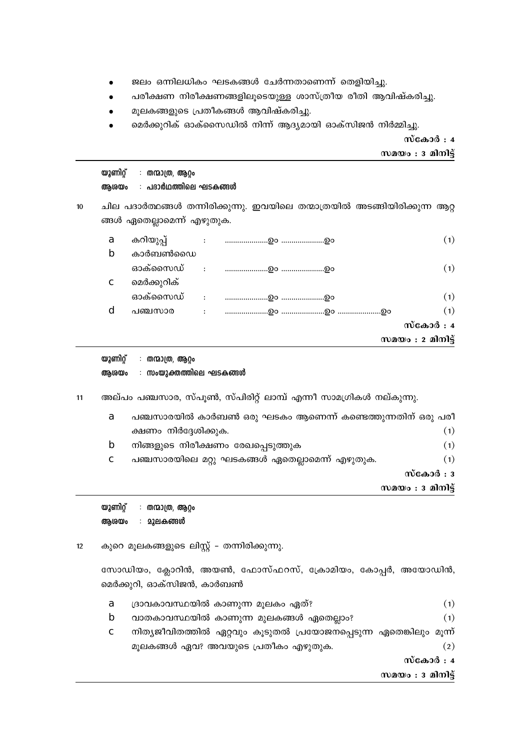- ജലം ഒന്നിലധികം ഘടകങ്ങൾ ചേർന്നതാണെന്ന് തെളിയിച്ചു.
- പരീക്ഷണ നിരീക്ഷണങ്ങളിലൂടെയുള്ള ശാസ്ത്രീയ രീതി ആവിഷ്കരിച്ചു.
- മൂലകങ്ങളുടെ പ്രതീകങ്ങൾ ആവിഷ്കരിച്ചു.
- മെർക്കുറിക് ഓക്സൈഡിൽ നിന്ന് ആദ്യമായി ഓക്സിജൻ നിർമ്മിച്ചു.

**സ്കോർ : 4**

**സമയം : 3 മിനിട്ട്**

---

**യൂണിറ്റ് : തന്മാത്ര, ആറ്റം**

**ആശയം : പദാർഥത്തിലെ ഘടകങ്ങൾ**

10 ചില പദാർത്ഥങ്ങൾ തന്നിരിക്കുന്നു. ഇവയിലെ തന്മാത്രയിൽ അടങ്ങിയിരിക്കുന്ന ആറ്റങ്ങൾ ഏതെല്ലാമെന്ന് എഴുതുക.

a കറിയുപ്പ് : ....................ഉം ....................ഉം (1)

b കാർബൺഡൈ ഓക്സൈഡ് : ....................ഉം ....................ഉം (1)

c മെർക്കുറിക് ഓക്സൈഡ് : ....................ഉം ....................ഉം (1)

d പഞ്ചസാര : ....................ഉം ....................ഉം ....................ഉം (1)

**സ്കോർ : 4**

**സമയം : 2 മിനിട്ട്**

---

**യൂണിറ്റ് : തന്മാത്ര, ആറ്റം**

**ആശയം : സംയുക്തത്തിലെ ഘടകങ്ങൾ**

11 അല്പം പഞ്ചസാര, സ്പൂൺ, സ്പിരിറ്റ് ലാമ്പ് എന്നീ സാമഗ്രികൾ നല്കുന്നു.

a പഞ്ചസാരയിൽ കാർബൺ ഒരു ഘടകം ആണെന്ന് കണ്ടെത്തുന്നതിന് ഒരു പരീക്ഷണം നിർദ്ദേശിക്കുക. (1)

b നിങ്ങളുടെ നിരീക്ഷണം രേഖപ്പെടുത്തുക (1)

c പഞ്ചസാരയിലെ മറ്റു ഘടകങ്ങൾ ഏതെല്ലാമെന്ന് എഴുതുക. (1)

**സ്കോർ : 3**

**സമയം : 3 മിനിട്ട്**

---

**യൂണിറ്റ് : തന്മാത്ര, ആറ്റം**

**ആശയം : മൂലകങ്ങൾ**

12 കുറെ മൂലകങ്ങളുടെ ലിസ്റ്റ് - തന്നിരിക്കുന്നു.

സോഡിയം, ക്ലോറിൻ, അയൺ, ഫോസ്ഫറസ്, ക്രോമിയം, കോപ്പർ, അയോഡിൻ, മെർക്കുറി, ഓക്സിജൻ, കാർബൺ

a ദ്രാവകാവസ്ഥയിൽ കാണുന്ന മൂലകം ഏത്? (1)

b വാതകാവസ്ഥയിൽ കാണുന്ന മൂലകങ്ങൾ ഏതെല്ലാം? (1)

c നിത്യജീവിതത്തിൽ ഏറ്റവും കൂടുതൽ പ്രയോജനപ്പെടുന്ന ഏതെങ്കിലും മൂന്ന് മൂലകങ്ങൾ ഏവ? അവയുടെ പ്രതീകം എഴുതുക. (2)

**സ്കോർ : 4**

**സമയം : 3 മിനിട്ട്**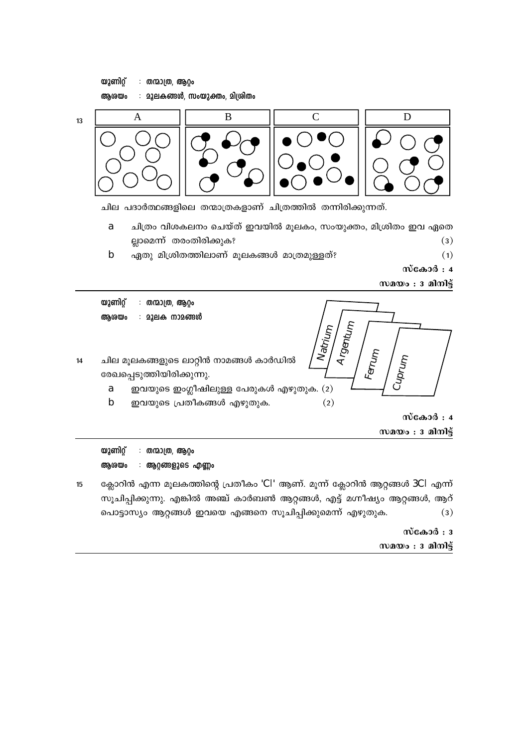**യൂണിറ്റ്** : **തന്മാത്ര, ആറ്റം**

**ആശയം** : **മൂലകങ്ങൾ, സംയുക്തം, മിശ്രിതം**

13

| A | B | C | D |
|---|---|---|---|

ചില പദാർത്ഥങ്ങളിലെ തന്മാത്രകളാണ് ചിത്രത്തിൽ തന്നിരിക്കുന്നത്.

a. ചിത്രം വിശകലനം ചെയ്ത് ഇവയിൽ മൂലകം, സംയുക്തം, മിശ്രിതം ഇവ ഏതെല്ലാമെന്ന് തരംതിരിക്കുക? (3)

b. ഏതു മിശ്രിതത്തിലാണ് മൂലകങ്ങൾ മാത്രമുള്ളത്? (1)

**സ്കോർ : 4**

**സമയം : 3 മിനിട്ട്**

---

**യൂണിറ്റ്** : **തന്മാത്ര, ആറ്റം**

**ആശയം** : **മൂലക നാമങ്ങൾ**

14 ചില മൂലകങ്ങളുടെ ലാറ്റിൻ നാമങ്ങൾ കാർഡിൽ രേഖപ്പെടുത്തിയിരിക്കുന്നു.

*Natrium* | *Argentum* | *Ferrum* | *Cuprum*

a. ഇവയുടെ ഇംഗ്ലീഷിലുള്ള പേരുകൾ എഴുതുക. (2)

b. ഇവയുടെ പ്രതീകങ്ങൾ എഴുതുക. (2)

**സ്കോർ : 4**

**സമയം : 3 മിനിട്ട്**

---

**യൂണിറ്റ്** : **തന്മാത്ര, ആറ്റം**

**ആശയം** : **ആറ്റങ്ങളുടെ എണ്ണം**

15 ക്ലോറിൻ എന്ന മൂലകത്തിന്റെ പ്രതീകം 'Cl' ആണ്. മൂന്ന് ക്ലോറിൻ ആറ്റങ്ങൾ 3Cl എന്ന് സൂചിപ്പിക്കുന്നു. എങ്കിൽ അഞ്ച് കാർബൺ ആറ്റങ്ങൾ, എട്ട് മഗ്നീഷ്യം ആറ്റങ്ങൾ, ആറ് പൊട്ടാസ്യം ആറ്റങ്ങൾ ഇവയെ എങ്ങനെ സൂചിപ്പിക്കുമെന്ന് എഴുതുക. (3)

**സ്കോർ : 3**

**സമയം : 3 മിനിട്ട്**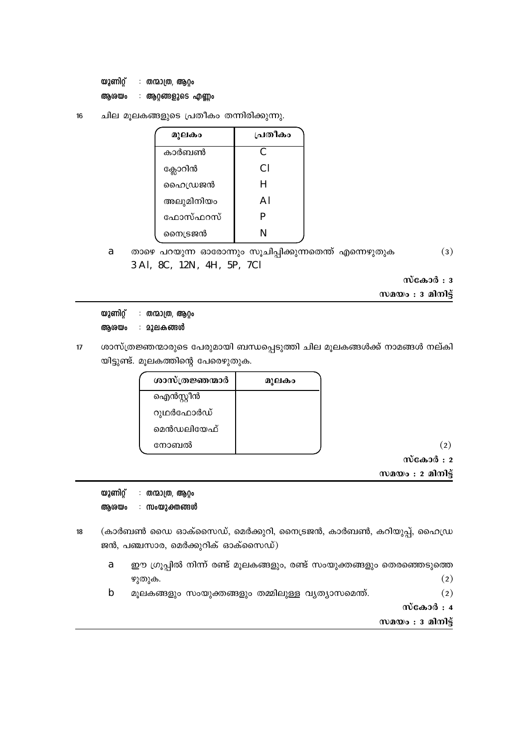**യൂണിറ്റ്** : **തന്മാത്ര, ആറ്റം**

**ആശയം** : **ആറ്റങ്ങളുടെ എണ്ണം**

16 ചില മൂലകങ്ങളുടെ പ്രതീകം തന്നിരിക്കുന്നു.

| മൂലകം | പ്രതീകം |
|---|---|
| കാർബൺ | C |
| ക്ലോറിൻ | Cl |
| ഹൈഡ്രജൻ | H |
| അലുമിനിയം | Al |
| ഫോസ്ഫറസ് | P |
| നൈട്രജൻ | N |

a താഴെ പറയുന്ന ഓരോന്നും സൂചിപ്പിക്കുന്നതെന്ത് എന്നെഴുതുക (3)

3 Al, 8C, 12N, 4H, 5P, 7Cl

**സ്കോർ : 3**

**സമയം : 3 മിനിട്ട്**

---

**യൂണിറ്റ്** : **തന്മാത്ര, ആറ്റം**

**ആശയം** : **മൂലകങ്ങൾ**

17 ശാസ്ത്രജ്ഞന്മാരുടെ പേരുമായി ബന്ധപ്പെടുത്തി ചില മൂലകങ്ങൾക്ക് നാമങ്ങൾ നല്കിയിട്ടുണ്ട്. മൂലകത്തിന്റെ പേരെഴുതുക.

| ശാസ്ത്രജ്ഞന്മാർ | മൂലകം |
|---|---|
| ഐൻസ്റ്റീൻ | |
| റുഥർഫോർഡ് | |
| മെൻഡലിയേഫ് | |
| നോബൽ | |

(2)

**സ്കോർ : 2**

**സമയം : 2 മിനിട്ട്**

---

**യൂണിറ്റ്** : **തന്മാത്ര, ആറ്റം**

**ആശയം** : **സംയുക്തങ്ങൾ**

18 (കാർബൺ ഡൈ ഓക്സൈഡ്, മെർക്കുറി, നൈട്രജൻ, കാർബൺ, കറിയുപ്പ്, ഹൈഡ്രജൻ, പഞ്ചസാര, മെർക്കുറിക് ഓക്സൈഡ്)

a ഈ ഗ്രൂപ്പിൽ നിന്ന് രണ്ട് മൂലകങ്ങളും, രണ്ട് സംയുക്തങ്ങളും തെരഞ്ഞെടുത്തെഴുതുക. (2)

b മൂലകങ്ങളും സംയുക്തങ്ങളും തമ്മിലുള്ള വ്യത്യാസമെന്ത്. (2)

**സ്കോർ : 4**

**സമയം : 3 മിനിട്ട്**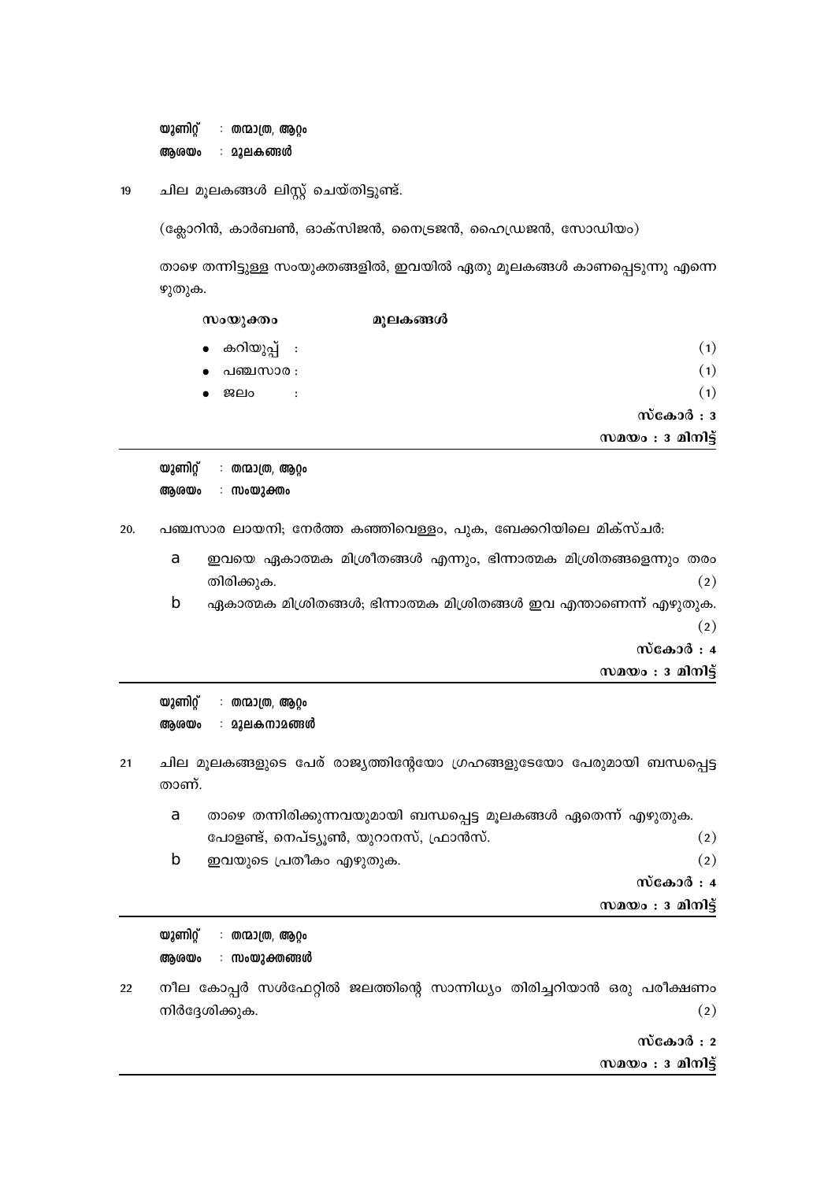**യൂണിറ്റ്** : **തന്മാത്ര, ആറ്റം**
**ആശയം** : **മൂലകങ്ങൾ**

19 ചില മൂലകങ്ങൾ ലിസ്റ്റ് ചെയ്തിട്ടുണ്ട്.

(ക്ലോറിൻ, കാർബൺ, ഓക്സിജൻ, നൈട്രജൻ, ഹൈഡ്രജൻ, സോഡിയം)

താഴെ തന്നിട്ടുള്ള സംയുക്തങ്ങളിൽ, ഇവയിൽ ഏതു മൂലകങ്ങൾ കാണപ്പെടുന്നു എന്നെഴുതുക.

**സംയുക്തം** **മൂലകങ്ങൾ**

- കറിയുപ്പ് : (1)
- പഞ്ചസാര : (1)
- ജലം : (1)

**സ്കോർ : 3**
**സമയം : 3 മിനിട്ട്**

---

**യൂണിറ്റ്** : **തന്മാത്ര, ആറ്റം**
**ആശയം** : **സംയുക്തം**

20. പഞ്ചസാര ലായനി; നേർത്ത കഞ്ഞിവെള്ളം, പുക, ബേക്കറിയിലെ മിക്സ്ചർ:

a ഇവയെ ഏകാത്മക മിശ്രിതങ്ങൾ എന്നും, ഭിന്നാത്മക മിശ്രിതങ്ങളെന്നും തരംതിരിക്കുക. (2)

b ഏകാത്മക മിശ്രിതങ്ങൾ; ഭിന്നാത്മക മിശ്രിതങ്ങൾ ഇവ എന്താണെന്ന് എഴുതുക. (2)

**സ്കോർ : 4**
**സമയം : 3 മിനിട്ട്**

---

**യൂണിറ്റ്** : **തന്മാത്ര, ആറ്റം**
**ആശയം** : **മൂലകനാമങ്ങൾ**

21 ചില മൂലകങ്ങളുടെ പേര് രാജ്യത്തിന്റേയോ ഗ്രഹങ്ങളുടേയോ പേരുമായി ബന്ധപ്പെട്ടതാണ്.

a താഴെ തന്നിരിക്കുന്നവയുമായി ബന്ധപ്പെട്ട മൂലകങ്ങൾ ഏതെന്ന് എഴുതുക.
പോളണ്ട്, നെപ്ട്യൂൺ, യുറാനസ്, ഫ്രാൻസ്. (2)

b ഇവയുടെ പ്രതീകം എഴുതുക. (2)

**സ്കോർ : 4**
**സമയം : 3 മിനിട്ട്**

---

**യൂണിറ്റ്** : **തന്മാത്ര, ആറ്റം**
**ആശയം** : **സംയുക്തങ്ങൾ**

22 നീല കോപ്പർ സൾഫേറ്റിൽ ജലത്തിന്റെ സാന്നിധ്യം തിരിച്ചറിയാൻ ഒരു പരീക്ഷണം നിർദ്ദേശിക്കുക. (2)

**സ്കോർ : 2**
**സമയം : 3 മിനിട്ട്**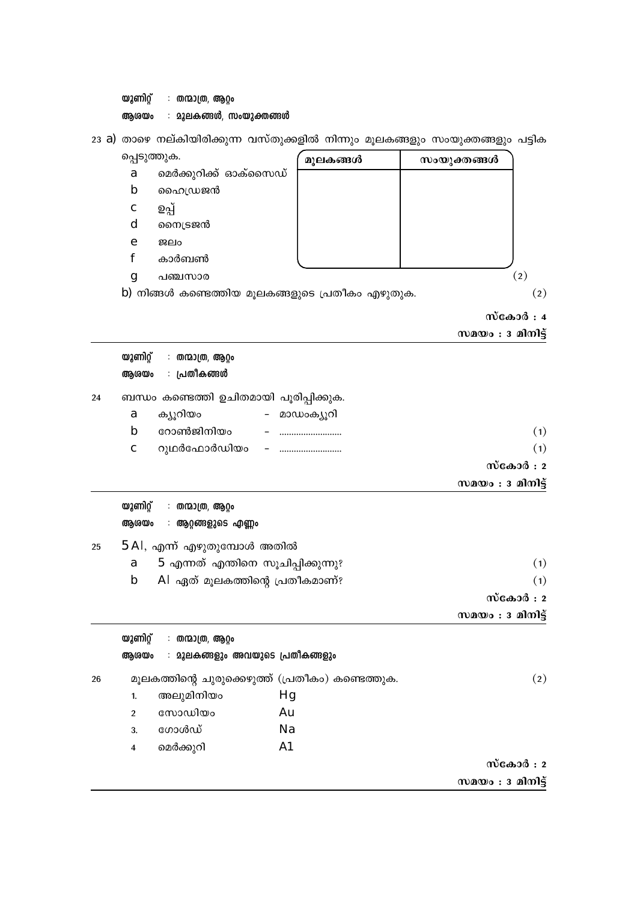**യൂണിറ്റ്** : **തന്മാത്ര, ആറ്റം**

**ആശയം** : **മൂലകങ്ങൾ, സംയുക്തങ്ങൾ**

23 a) താഴെ നല്കിയിരിക്കുന്ന വസ്തുക്കളിൽ നിന്നും മൂലകങ്ങളും സംയുക്തങ്ങളും പട്ടികപ്പെടുത്തുക.

a മെർക്കുറിക്ക് ഓക്സൈഡ്
b ഹൈഡ്രജൻ
c ഉപ്പ്
d നൈട്രജൻ
e ജലം
f കാർബൺ
g പഞ്ചസാര

| മൂലകങ്ങൾ | സംയുക്തങ്ങൾ |
|---|---|
| | |

(2)

b) നിങ്ങൾ കണ്ടെത്തിയ മൂലകങ്ങളുടെ പ്രതീകം എഴുതുക. (2)

**സ്കോർ : 4**

**സമയം : 3 മിനിട്ട്**

---

**യൂണിറ്റ്** : **തന്മാത്ര, ആറ്റം**

**ആശയം** : **പ്രതീകങ്ങൾ**

24 ബന്ധം കണ്ടെത്തി ഉചിതമായി പൂരിപ്പിക്കുക.

a ക്യൂറിയം - മാഡംക്യൂറി
b റോൺജിനിയം - .......................... (1)
c റുഥർഫോർഡിയം - .......................... (1)

**സ്കോർ : 2**

**സമയം : 3 മിനിട്ട്**

---

**യൂണിറ്റ്** : **തന്മാത്ര, ആറ്റം**

**ആശയം** : **ആറ്റങ്ങളുടെ എണ്ണം**

25 5Al, എന്ന് എഴുതുമ്പോൾ അതിൽ

a 5 എന്നത് എന്തിനെ സൂചിപ്പിക്കുന്നു? (1)
b Al ഏത് മൂലകത്തിന്റെ പ്രതീകമാണ്? (1)

**സ്കോർ : 2**

**സമയം : 3 മിനിട്ട്**

---

**യൂണിറ്റ്** : **തന്മാത്ര, ആറ്റം**

**ആശയം** : **മൂലകങ്ങളും അവയുടെ പ്രതീകങ്ങളും**

26 മൂലകത്തിന്റെ ചുരുക്കെഴുത്ത് (പ്രതീകം) കണ്ടെത്തുക. (2)

1. അലുമിനിയം Hg
2. സോഡിയം Au
3. ഗോൾഡ് Na
4. മെർക്കുറി A1

**സ്കോർ : 2**

**സമയം : 3 മിനിട്ട്**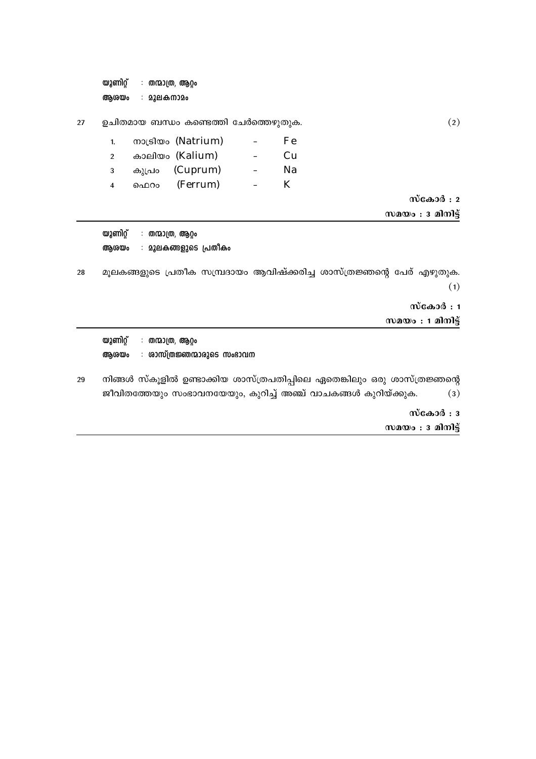**യൂണിറ്റ്** : **തന്മാത്ര, ആറ്റം**

**ആശയം** : **മൂലകനാമം**

27 ഉചിതമായ ബന്ധം കണ്ടെത്തി ചേർത്തെഴുതുക. (2)

| | | | |
|---|---|---|---|
| 1. | നാട്രിയം (Natrium) | – | Fe |
| 2 | കാലിയം (Kalium) | – | Cu |
| 3 | കുപ്രം (Cuprum) | – | Na |
| 4 | ഫെറം (Ferrum) | – | K |

**സ്കോർ : 2**

**സമയം : 3 മിനിട്ട്**

---

**യൂണിറ്റ്** : **തന്മാത്ര, ആറ്റം**

**ആശയം** : **മൂലകങ്ങളുടെ പ്രതീകം**

28 മൂലകങ്ങളുടെ പ്രതീക സമ്പ്രദായം ആവിഷ്ക്കരിച്ച ശാസ്ത്രജ്ഞന്റെ പേര് എഴുതുക. (1)

**സ്കോർ : 1**

**സമയം : 1 മിനിട്ട്**

---

**യൂണിറ്റ്** : **തന്മാത്ര, ആറ്റം**

**ആശയം** : **ശാസ്ത്രജ്ഞന്മാരുടെ സംഭാവന**

29 നിങ്ങൾ സ്കൂളിൽ ഉണ്ടാക്കിയ ശാസ്ത്രപതിപ്പിലെ ഏതെങ്കിലും ഒരു ശാസ്ത്രജ്ഞന്റെ ജീവിതത്തേയും സംഭാവനയേയും, കുറിച്ച് അഞ്ച് വാചകങ്ങൾ കുറിയ്ക്കുക. (3)

**സ്കോർ : 3**

**സമയം : 3 മിനിട്ട്**